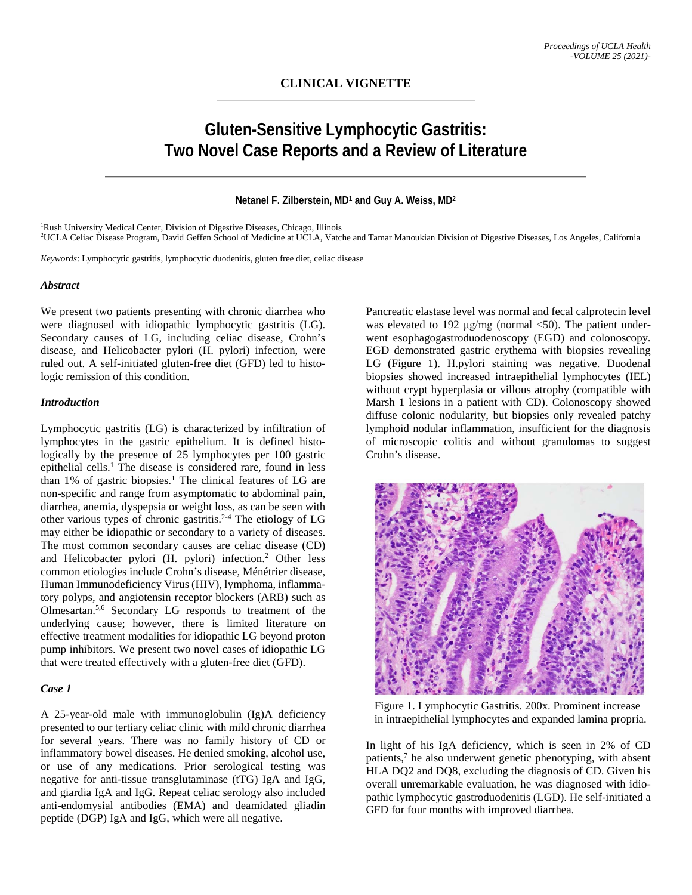**CLINICAL VIGNETTE**

# Gluten-Sensitive Lymphocytic Gastritis: Two Novel Case Reports and a Review of Literature

**Netanel F. Zilberstein, MD[1] and Guy A. Weiss, MD[2]**

[1]Rush University Medical Center, Division of Digestive Diseases, Chicago, Illinois
[2]UCLA Celiac Disease Program, David Geffen School of Medicine at UCLA, Vatche and Tamar Manoukian Division of Digestive Diseases, Los Angeles, California

*Keywords*: Lymphocytic gastritis, lymphocytic duodenitis, gluten free diet, celiac disease

### *Abstract*

We present two patients presenting with chronic diarrhea who were diagnosed with idiopathic lymphocytic gastritis (LG). Secondary causes of LG, including celiac disease, Crohn's disease, and Helicobacter pylori (H. pylori) infection, were ruled out. A self-initiated gluten-free diet (GFD) led to histologic remission of this condition.

### *Introduction*

Lymphocytic gastritis (LG) is characterized by infiltration of lymphocytes in the gastric epithelium. It is defined histologically by the presence of 25 lymphocytes per 100 gastric epithelial cells.[1] The disease is considered rare, found in less than 1% of gastric biopsies.[1] The clinical features of LG are non-specific and range from asymptomatic to abdominal pain, diarrhea, anemia, dyspepsia or weight loss, as can be seen with other various types of chronic gastritis.[2-4] The etiology of LG may either be idiopathic or secondary to a variety of diseases. The most common secondary causes are celiac disease (CD) and Helicobacter pylori (H. pylori) infection.[2] Other less common etiologies include Crohn's disease, Ménétrier disease, Human Immunodeficiency Virus (HIV), lymphoma, inflammatory polyps, and angiotensin receptor blockers (ARB) such as Olmesartan.[5,6] Secondary LG responds to treatment of the underlying cause; however, there is limited literature on effective treatment modalities for idiopathic LG beyond proton pump inhibitors. We present two novel cases of idiopathic LG that were treated effectively with a gluten-free diet (GFD).

### *Case 1*

A 25-year-old male with immunoglobulin (Ig)A deficiency presented to our tertiary celiac clinic with mild chronic diarrhea for several years. There was no family history of CD or inflammatory bowel diseases. He denied smoking, alcohol use, or use of any medications. Prior serological testing was negative for anti-tissue transglutaminase (tTG) IgA and IgG, and giardia IgA and IgG. Repeat celiac serology also included anti-endomysial antibodies (EMA) and deamidated gliadin peptide (DGP) IgA and IgG, which were all negative.

Pancreatic elastase level was normal and fecal calprotecin level was elevated to 192 μg/mg (normal <50). The patient underwent esophagogastroduodenoscopy (EGD) and colonoscopy. EGD demonstrated gastric erythema with biopsies revealing LG (Figure 1). H.pylori staining was negative. Duodenal biopsies showed increased intraepithelial lymphocytes (IEL) without crypt hyperplasia or villous atrophy (compatible with Marsh 1 lesions in a patient with CD). Colonoscopy showed diffuse colonic nodularity, but biopsies only revealed patchy lymphoid nodular inflammation, insufficient for the diagnosis of microscopic colitis and without granulomas to suggest Crohn's disease.

Figure 1. Lymphocytic Gastritis. 200x. Prominent increase in intraepithelial lymphocytes and expanded lamina propria.

In light of his IgA deficiency, which is seen in 2% of CD patients,[7] he also underwent genetic phenotyping, with absent HLA DQ2 and DQ8, excluding the diagnosis of CD. Given his overall unremarkable evaluation, he was diagnosed with idiopathic lymphocytic gastroduodenitis (LGD). He self-initiated a GFD for four months with improved diarrhea.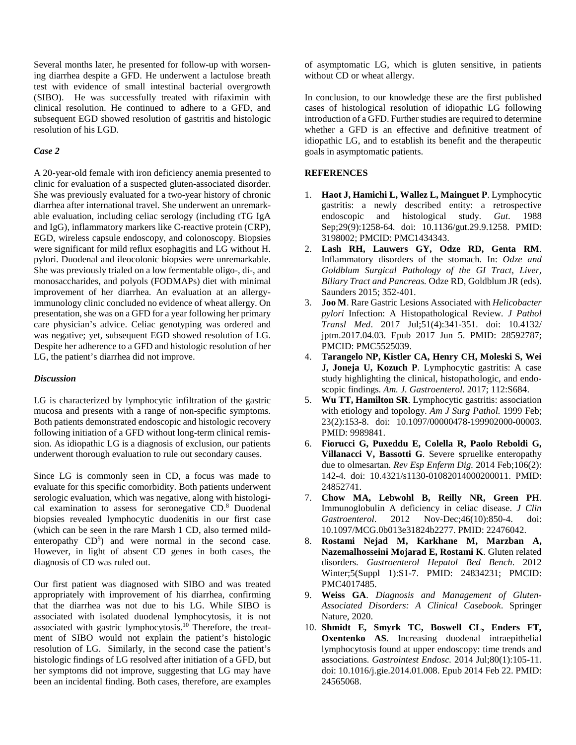Several months later, he presented for follow-up with worsening diarrhea despite a GFD. He underwent a lactulose breath test with evidence of small intestinal bacterial overgrowth (SIBO). He was successfully treated with rifaximin with clinical resolution. He continued to adhere to a GFD, and subsequent EGD showed resolution of gastritis and histologic resolution of his LGD.

### *Case 2*

A 20-year-old female with iron deficiency anemia presented to clinic for evaluation of a suspected gluten-associated disorder. She was previously evaluated for a two-year history of chronic diarrhea after international travel. She underwent an unremarkable evaluation, including celiac serology (including tTG IgA and IgG), inflammatory markers like C-reactive protein (CRP), EGD, wireless capsule endoscopy, and colonoscopy. Biopsies were significant for mild reflux esophagitis and LG without H. pylori. Duodenal and ileocolonic biopsies were unremarkable. She was previously trialed on a low fermentable oligo-, di-, and monosaccharides, and polyols (FODMAPs) diet with minimal improvement of her diarrhea. An evaluation at an allergy-immunology clinic concluded no evidence of wheat allergy. On presentation, she was on a GFD for a year following her primary care physician's advice. Celiac genotyping was ordered and was negative; yet, subsequent EGD showed resolution of LG. Despite her adherence to a GFD and histologic resolution of her LG, the patient's diarrhea did not improve.

### *Discussion*

LG is characterized by lymphocytic infiltration of the gastric mucosa and presents with a range of non-specific symptoms. Both patients demonstrated endoscopic and histologic recovery following initiation of a GFD without long-term clinical remission. As idiopathic LG is a diagnosis of exclusion, our patients underwent thorough evaluation to rule out secondary causes.

Since LG is commonly seen in CD, a focus was made to evaluate for this specific comorbidity. Both patients underwent serologic evaluation, which was negative, along with histological examination to assess for seronegative CD.[8] Duodenal biopsies revealed lymphocytic duodenitis in our first case (which can be seen in the rare Marsh 1 CD, also termed mild-enteropathy CD[9]) and were normal in the second case. However, in light of absent CD genes in both cases, the diagnosis of CD was ruled out.

Our first patient was diagnosed with SIBO and was treated appropriately with improvement of his diarrhea, confirming that the diarrhea was not due to his LG. While SIBO is associated with isolated duodenal lymphocytosis, it is not associated with gastric lymphocytosis.[10] Therefore, the treatment of SIBO would not explain the patient's histologic resolution of LG. Similarly, in the second case the patient's histologic findings of LG resolved after initiation of a GFD, but her symptoms did not improve, suggesting that LG may have been an incidental finding. Both cases, therefore, are examples of asymptomatic LG, which is gluten sensitive, in patients without CD or wheat allergy.

In conclusion, to our knowledge these are the first published cases of histological resolution of idiopathic LG following introduction of a GFD. Further studies are required to determine whether a GFD is an effective and definitive treatment of idiopathic LG, and to establish its benefit and the therapeutic goals in asymptomatic patients.

## REFERENCES

1. **Haot J, Hamichi L, Wallez L, Mainguet P**. Lymphocytic gastritis: a newly described entity: a retrospective endoscopic and histological study. *Gut*. 1988 Sep;29(9):1258-64. doi: 10.1136/gut.29.9.1258. PMID: 3198002; PMCID: PMC1434343.
2. **Lash RH, Lauwers GY, Odze RD, Genta RM**. Inflammatory disorders of the stomach. In: *Odze and Goldblum Surgical Pathology of the GI Tract, Liver, Biliary Tract and Pancreas.* Odze RD, Goldblum JR (eds). Saunders 2015; 352-401.
3. **Joo M**. Rare Gastric Lesions Associated with *Helicobacter pylori* Infection: A Histopathological Review. *J Pathol Transl Med*. 2017 Jul;51(4):341-351. doi: 10.4132/jptm.2017.04.03. Epub 2017 Jun 5. PMID: 28592787; PMCID: PMC5525039.
4. **Tarangelo NP, Kistler CA, Henry CH, Moleski S, Wei J, Joneja U, Kozuch P**. Lymphocytic gastritis: A case study highlighting the clinical, histopathologic, and endoscopic findings. *Am. J. Gastroenterol*. 2017; 112:S684.
5. **Wu TT, Hamilton SR**. Lymphocytic gastritis: association with etiology and topology. *Am J Surg Pathol.* 1999 Feb; 23(2):153-8. doi: 10.1097/00000478-199902000-00003. PMID: 9989841.
6. **Fiorucci G, Puxeddu E, Colella R, Paolo Reboldi G, Villanacci V, Bassotti G**. Severe spruelike enteropathy due to olmesartan. *Rev Esp Enferm Dig.* 2014 Feb;106(2): 142-4. doi: 10.4321/s1130-01082014000200011. PMID: 24852741.
7. **Chow MA, Lebwohl B, Reilly NR, Green PH**. Immunoglobulin A deficiency in celiac disease. *J Clin Gastroenterol*. 2012 Nov-Dec;46(10):850-4. doi: 10.1097/MCG.0b013e31824b2277. PMID: 22476042.
8. **Rostami Nejad M, Karkhane M, Marzban A, Nazemalhosseini Mojarad E, Rostami K**. Gluten related disorders. *Gastroenterol Hepatol Bed Bench*. 2012 Winter;5(Suppl 1):S1-7. PMID: 24834231; PMCID: PMC4017485.
9. **Weiss GA**. *Diagnosis and Management of Gluten-Associated Disorders: A Clinical Casebook*. Springer Nature, 2020.
10. **Shmidt E, Smyrk TC, Boswell CL, Enders FT, Oxentenko AS**. Increasing duodenal intraepithelial lymphocytosis found at upper endoscopy: time trends and associations. *Gastrointest Endosc.* 2014 Jul;80(1):105-11. doi: 10.1016/j.gie.2014.01.008. Epub 2014 Feb 22. PMID: 24565068.